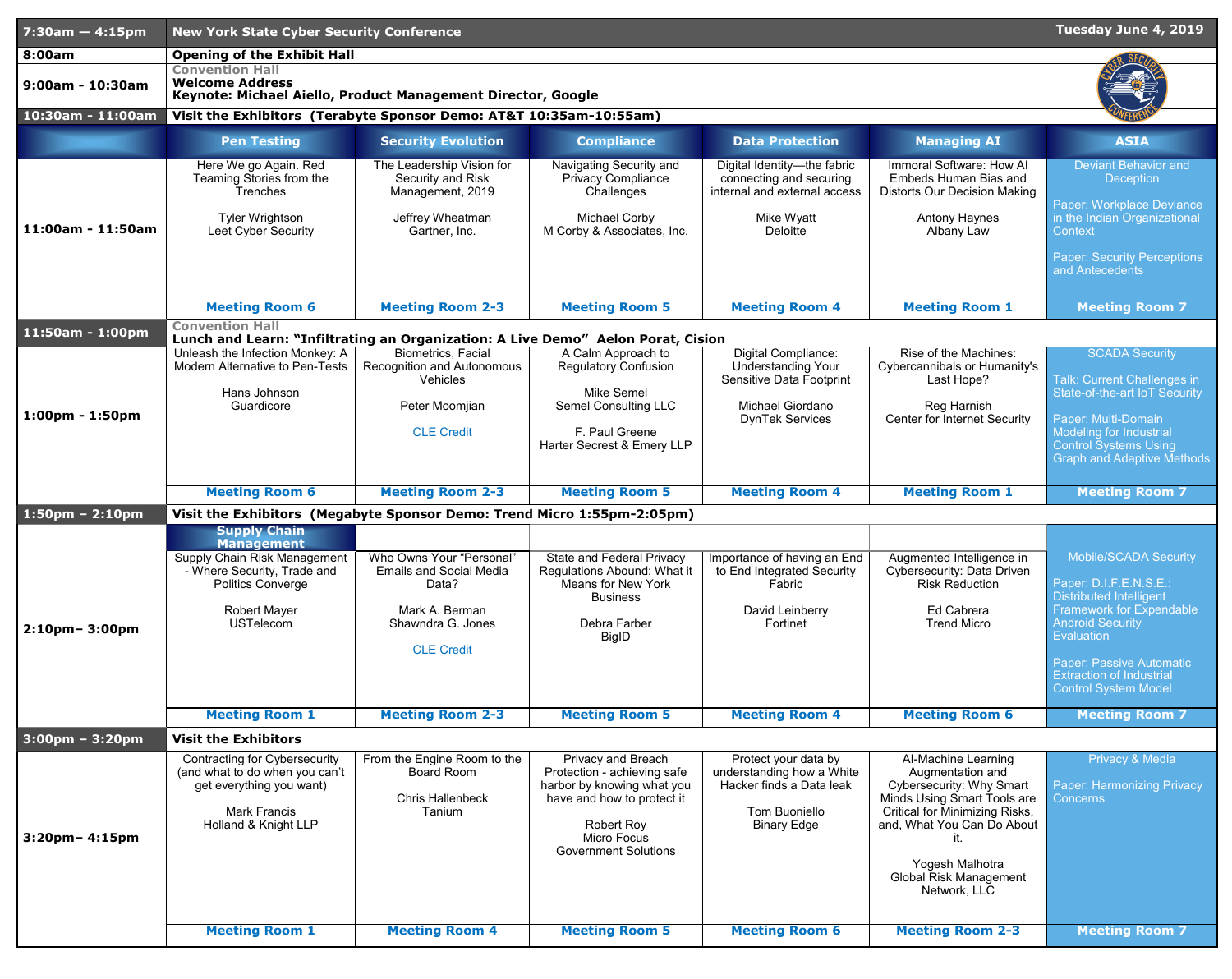| 7:30am — 4:15pm | New York State Cyber Security Conference | | | | | Tuesday June 4, 2019 |
|---|---|---|---|---|---|---|
| 8:00am | **Opening of the Exhibit Hall** | | | | | |
| 9:00am - 10:30am | Convention Hall<br>**Welcome Address**<br>**Keynote: Michael Aiello, Product Management Director, Google** | | | | | |
| 10:30am - 11:00am | **Visit the Exhibitors (Terabyte Sponsor Demo: AT&T 10:35am-10:55am)** | | | | | |
| | **Pen Testing** | **Security Evolution** | **Compliance** | **Data Protection** | **Managing AI** | **ASIA** |
| 11:00am - 11:50am | Here We go Again. Red Teaming Stories from the Trenches<br><br>Tyler Wrightson<br>Leet Cyber Security | The Leadership Vision for Security and Risk Management, 2019<br><br>Jeffrey Wheatman<br>Gartner, Inc. | Navigating Security and Privacy Compliance Challenges<br><br>Michael Corby<br>M Corby & Associates, Inc. | Digital Identity—the fabric connecting and securing internal and external access<br><br>Mike Wyatt<br>Deloitte | Immoral Software: How AI Embeds Human Bias and Distorts Our Decision Making<br><br>Antony Haynes<br>Albany Law | Deviant Behavior and Deception<br><br>Paper: Workplace Deviance in the Indian Organizational Context<br><br>Paper: Security Perceptions and Antecedents |
| | **Meeting Room 6** | **Meeting Room 2-3** | **Meeting Room 5** | **Meeting Room 4** | **Meeting Room 1** | **Meeting Room 7** |
| 11:50am - 1:00pm | Convention Hall<br>**Lunch and Learn: "Infiltrating an Organization: A Live Demo" Aelon Porat, Cision** | | | | | |
| 1:00pm - 1:50pm | Unleash the Infection Monkey: A Modern Alternative to Pen-Tests<br><br>Hans Johnson<br>Guardicore | Biometrics, Facial Recognition and Autonomous Vehicles<br><br>Peter Moomjian<br><br>CLE Credit | A Calm Approach to Regulatory Confusion<br><br>Mike Semel<br>Semel Consulting LLC<br><br>F. Paul Greene<br>Harter Secrest & Emery LLP | Digital Compliance: Understanding Your Sensitive Data Footprint<br><br>Michael Giordano<br>DynTek Services | Rise of the Machines: Cybercannibals or Humanity's Last Hope?<br><br>Reg Harnish<br>Center for Internet Security | SCADA Security<br><br>Talk: Current Challenges in State-of-the-art IoT Security<br><br>Paper: Multi-Domain Modeling for Industrial Control Systems Using Graph and Adaptive Methods |
| | **Meeting Room 6** | **Meeting Room 2-3** | **Meeting Room 5** | **Meeting Room 4** | **Meeting Room 1** | **Meeting Room 7** |
| 1:50pm – 2:10pm | **Visit the Exhibitors (Megabyte Sponsor Demo: Trend Micro 1:55pm-2:05pm)** | | | | | |
| | **Supply Chain Management** | | | | | |
| 2:10pm– 3:00pm | Supply Chain Risk Management - Where Security, Trade and Politics Converge<br><br>Robert Mayer<br>USTelecom | Who Owns Your "Personal" Emails and Social Media Data?<br><br>Mark A. Berman<br>Shawndra G. Jones<br><br>CLE Credit | State and Federal Privacy Regulations Abound: What it Means for New York Business<br><br>Debra Farber<br>BigID | Importance of having an End to End Integrated Security Fabric<br><br>David Leinberry<br>Fortinet | Augmented Intelligence in Cybersecurity: Data Driven Risk Reduction<br><br>Ed Cabrera<br>Trend Micro | Mobile/SCADA Security<br><br>Paper: D.I.F.E.N.S.E.: Distributed Intelligent Framework for Expendable Android Security Evaluation<br><br>Paper: Passive Automatic Extraction of Industrial Control System Model |
| | **Meeting Room 1** | **Meeting Room 2-3** | **Meeting Room 5** | **Meeting Room 4** | **Meeting Room 6** | **Meeting Room 7** |
| 3:00pm – 3:20pm | **Visit the Exhibitors** | | | | | |
| 3:20pm– 4:15pm | Contracting for Cybersecurity (and what to do when you can't get everything you want)<br><br>Mark Francis<br>Holland & Knight LLP | From the Engine Room to the Board Room<br><br>Chris Hallenbeck<br>Tanium | Privacy and Breach Protection - achieving safe harbor by knowing what you have and how to protect it<br><br>Robert Roy<br>Micro Focus<br>Government Solutions | Protect your data by understanding how a White Hacker finds a Data leak<br><br>Tom Buoniello<br>Binary Edge | AI-Machine Learning Augmentation and Cybersecurity: Why Smart Minds Using Smart Tools are Critical for Minimizing Risks, and, What You Can Do About it.<br><br>Yogesh Malhotra<br>Global Risk Management Network, LLC | Privacy & Media<br><br>Paper: Harmonizing Privacy Concerns |
| | **Meeting Room 1** | **Meeting Room 4** | **Meeting Room 5** | **Meeting Room 6** | **Meeting Room 2-3** | **Meeting Room 7** |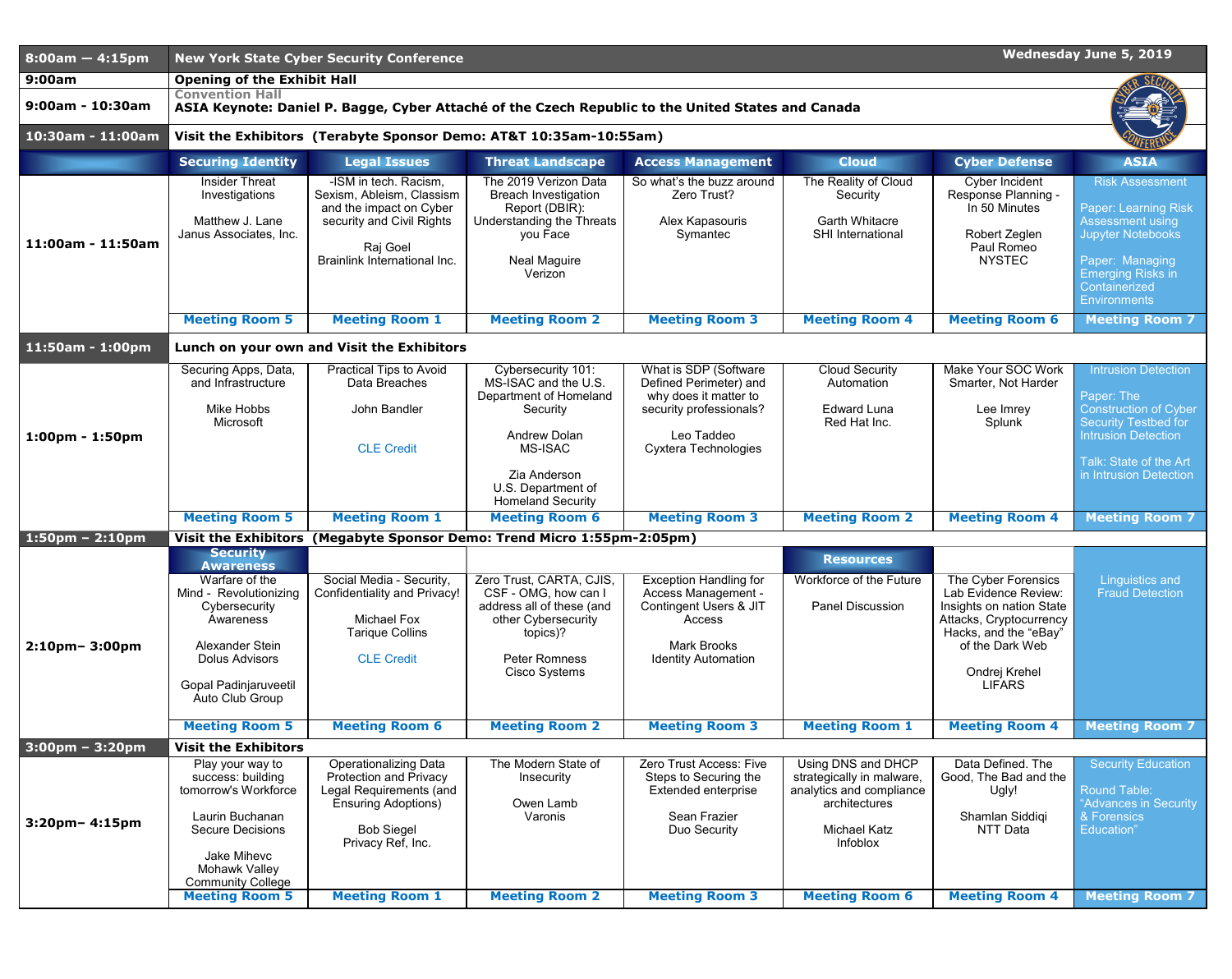| 8:00am — 4:15pm | New York State Cyber Security Conference | | | | | Wednesday June 5, 2019 | |
|---|---|---|---|---|---|---|---|
| 9:00am | Opening of the Exhibit Hall | | | | | | |
| 9:00am - 10:30am | Convention Hall<br>ASIA Keynote: Daniel P. Bagge, Cyber Attaché of the Czech Republic to the United States and Canada | | | | | | |
| 10:30am - 11:00am | Visit the Exhibitors (Terabyte Sponsor Demo: AT&T 10:35am-10:55am) | | | | | | |
| | **Securing Identity** | **Legal Issues** | **Threat Landscape** | **Access Management** | **Cloud** | **Cyber Defense** | **ASIA** |
| 11:00am - 11:50am | Insider Threat Investigations<br><br>Matthew J. Lane<br>Janus Associates, Inc.<br><br>**Meeting Room 5** | -ISM in tech. Racism, Sexism, Ableism, Classism and the impact on Cyber security and Civil Rights<br><br>Raj Goel<br>Brainlink International Inc.<br><br>**Meeting Room 1** | The 2019 Verizon Data Breach Investigation Report (DBIR): Understanding the Threats you Face<br><br>Neal Maguire<br>Verizon<br><br>**Meeting Room 2** | So what's the buzz around Zero Trust?<br><br>Alex Kapasouris<br>Symantec<br><br>**Meeting Room 3** | The Reality of Cloud Security<br><br>Garth Whitacre<br>SHI International<br><br>**Meeting Room 4** | Cyber Incident Response Planning - In 50 Minutes<br><br>Robert Zeglen<br>Paul Romeo<br>NYSTEC<br><br>**Meeting Room 6** | Risk Assessment<br><br>Paper: Learning Risk Assessment using Jupyter Notebooks<br><br>Paper: Managing Emerging Risks in Containerized Environments<br><br>**Meeting Room 7** |
| 11:50am - 1:00pm | Lunch on your own and Visit the Exhibitors | | | | | | |
| 1:00pm - 1:50pm | Securing Apps, Data, and Infrastructure<br><br>Mike Hobbs<br>Microsoft<br><br>**Meeting Room 5** | Practical Tips to Avoid Data Breaches<br><br>John Bandler<br><br>CLE Credit<br><br>**Meeting Room 1** | Cybersecurity 101: MS-ISAC and the U.S. Department of Homeland Security<br><br>Andrew Dolan<br>MS-ISAC<br><br>Zia Anderson<br>U.S. Department of Homeland Security<br><br>**Meeting Room 6** | What is SDP (Software Defined Perimeter) and why does it matter to security professionals?<br><br>Leo Taddeo<br>Cyxtera Technologies<br><br>**Meeting Room 3** | Cloud Security Automation<br><br>Edward Luna<br>Red Hat Inc.<br><br>**Meeting Room 2** | Make Your SOC Work Smarter, Not Harder<br><br>Lee Imrey<br>Splunk<br><br>**Meeting Room 4** | Intrusion Detection<br><br>Paper: The Construction of Cyber Security Testbed for Intrusion Detection<br><br>Talk: State of the Art in Intrusion Detection<br><br>**Meeting Room 7** |
| 1:50pm – 2:10pm | Visit the Exhibitors (Megabyte Sponsor Demo: Trend Micro 1:55pm-2:05pm) | | | | | | |
| | **Security Awareness** | | | | **Resources** | | |
| 2:10pm– 3:00pm | Warfare of the Mind - Revolutionizing Cybersecurity Awareness<br><br>Alexander Stein<br>Dolus Advisors<br><br>Gopal Padinjaruveetil<br>Auto Club Group<br><br>**Meeting Room 5** | Social Media - Security, Confidentiality and Privacy!<br><br>Michael Fox<br>Tarique Collins<br><br>CLE Credit<br><br>**Meeting Room 6** | Zero Trust, CARTA, CJIS, CSF - OMG, how can I address all of these (and other Cybersecurity topics)?<br><br>Peter Romness<br>Cisco Systems<br><br>**Meeting Room 2** | Exception Handling for Access Management - Contingent Users & JIT Access<br><br>Mark Brooks<br>Identity Automation<br><br>**Meeting Room 3** | Workforce of the Future<br><br>Panel Discussion<br><br>**Meeting Room 1** | The Cyber Forensics Lab Evidence Review: Insights on nation State Attacks, Cryptocurrency Hacks, and the "eBay" of the Dark Web<br><br>Ondrej Krehel<br>LIFARS<br><br>**Meeting Room 4** | Linguistics and Fraud Detection<br><br>**Meeting Room 7** |
| 3:00pm – 3:20pm | Visit the Exhibitors | | | | | | |
| 3:20pm– 4:15pm | Play your way to success: building tomorrow's Workforce<br><br>Laurin Buchanan<br>Secure Decisions<br><br>Jake Mihevc<br>Mohawk Valley Community College<br><br>**Meeting Room 5** | Operationalizing Data Protection and Privacy Legal Requirements (and Ensuring Adoptions)<br><br>Bob Siegel<br>Privacy Ref, Inc.<br><br>**Meeting Room 1** | The Modern State of Insecurity<br><br>Owen Lamb<br>Varonis<br><br>**Meeting Room 2** | Zero Trust Access: Five Steps to Securing the Extended enterprise<br><br>Sean Frazier<br>Duo Security<br><br>**Meeting Room 3** | Using DNS and DHCP strategically in malware, analytics and compliance architectures<br><br>Michael Katz<br>Infoblox<br><br>**Meeting Room 6** | Data Defined. The Good, The Bad and the Ugly!<br><br>Shamlan Siddiqi<br>NTT Data<br><br>**Meeting Room 4** | Security Education<br><br>Round Table: "Advances in Security & Forensics Education"<br><br>**Meeting Room 7** |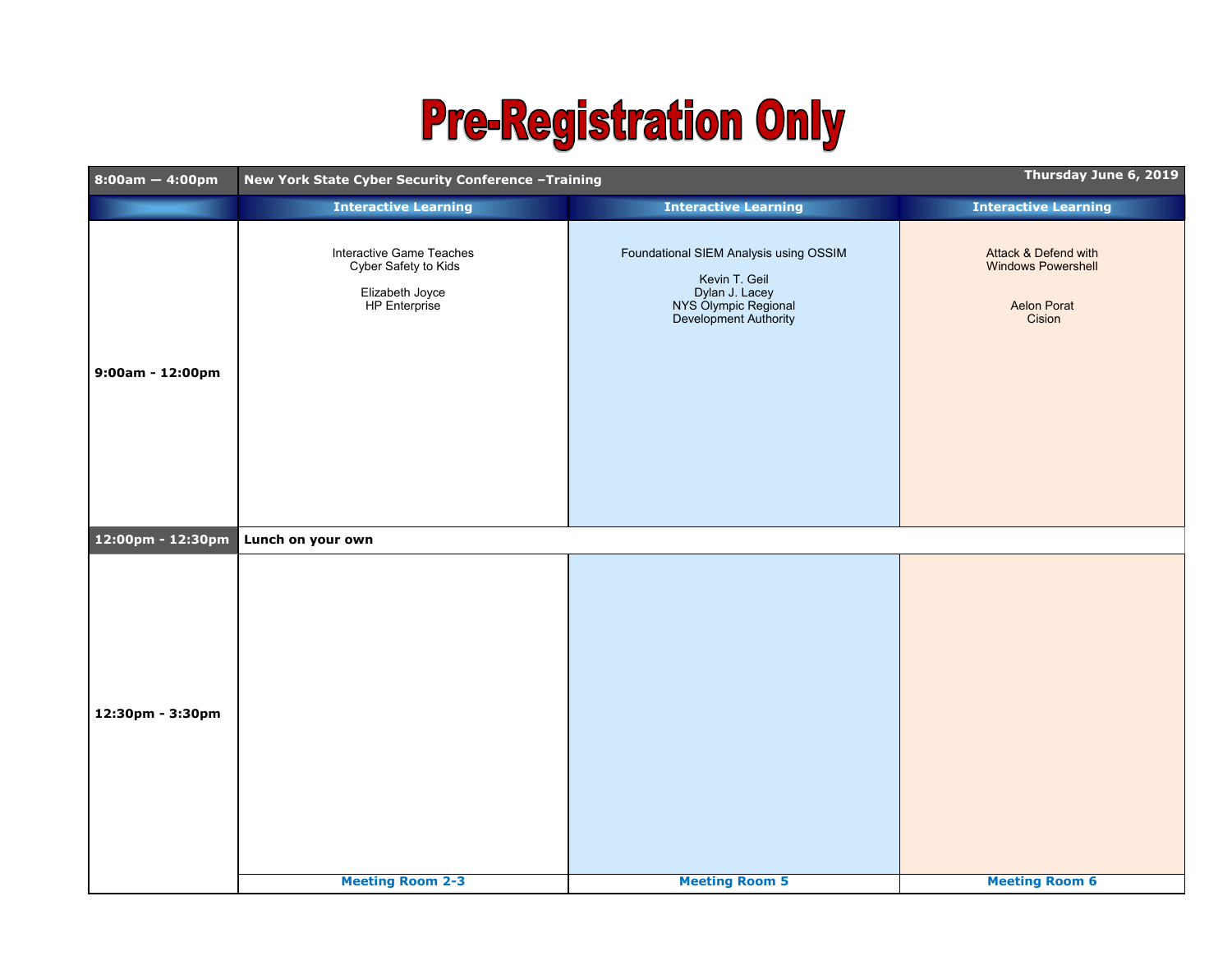# Pre-Registration Only

| 8:00am — 4:00pm | New York State Cyber Security Conference –Training | | Thursday June 6, 2019 |
|---|---|---|---|
| | **Interactive Learning** | **Interactive Learning** | **Interactive Learning** |
| **9:00am - 12:00pm** | Interactive Game Teaches Cyber Safety to Kids<br><br>Elizabeth Joyce<br>HP Enterprise | Foundational SIEM Analysis using OSSIM<br><br>Kevin T. Geil<br>Dylan J. Lacey<br>NYS Olympic Regional Development Authority | Attack & Defend with Windows Powershell<br><br>Aelon Porat<br>Cision |
| **12:00pm - 12:30pm** | **Lunch on your own** | | |
| **12:30pm - 3:30pm** | | | |
| | **Meeting Room 2-3** | **Meeting Room 5** | **Meeting Room 6** |